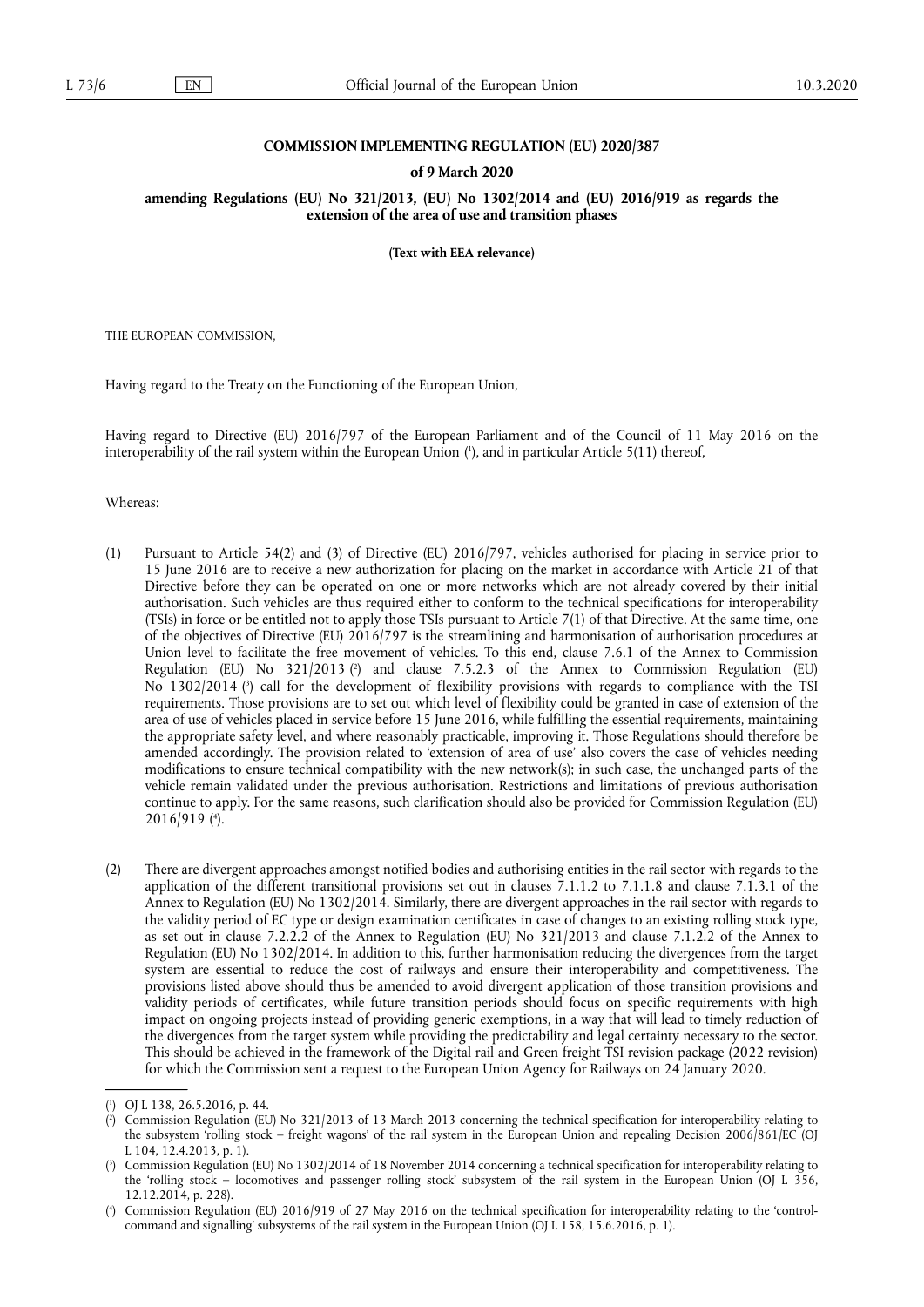**COMMISSION IMPLEMENTING REGULATION (EU) 2020/387**

**of 9 March 2020**

**amending Regulations (EU) No 321/2013, (EU) No 1302/2014 and (EU) 2016/919 as regards the extension of the area of use and transition phases**

**(Text with EEA relevance)**

THE EUROPEAN COMMISSION,

Having regard to the Treaty on the Functioning of the European Union,

Having regard to Directive (EU) 2016/797 of the European Parliament and of the Council of 11 May 2016 on the interoperability of the rail system within the European Union [1], and in particular Article 5(11) thereof,

Whereas:

(1) Pursuant to Article 54(2) and (3) of Directive (EU) 2016/797, vehicles authorised for placing in service prior to 15 June 2016 are to receive a new authorization for placing on the market in accordance with Article 21 of that Directive before they can be operated on one or more networks which are not already covered by their initial authorisation. Such vehicles are thus required either to conform to the technical specifications for interoperability (TSIs) in force or be entitled not to apply those TSIs pursuant to Article 7(1) of that Directive. At the same time, one of the objectives of Directive (EU) 2016/797 is the streamlining and harmonisation of authorisation procedures at Union level to facilitate the free movement of vehicles. To this end, clause 7.6.1 of the Annex to Commission Regulation (EU) No 321/2013 [2] and clause 7.5.2.3 of the Annex to Commission Regulation (EU) No 1302/2014 [3] call for the development of flexibility provisions with regards to compliance with the TSI requirements. Those provisions are to set out which level of flexibility could be granted in case of extension of the area of use of vehicles placed in service before 15 June 2016, while fulfilling the essential requirements, maintaining the appropriate safety level, and where reasonably practicable, improving it. Those Regulations should therefore be amended accordingly. The provision related to 'extension of area of use' also covers the case of vehicles needing modifications to ensure technical compatibility with the new network(s); in such case, the unchanged parts of the vehicle remain validated under the previous authorisation. Restrictions and limitations of previous authorisation continue to apply. For the same reasons, such clarification should also be provided for Commission Regulation (EU) 2016/919 [4].

(2) There are divergent approaches amongst notified bodies and authorising entities in the rail sector with regards to the application of the different transitional provisions set out in clauses 7.1.1.2 to 7.1.1.8 and clause 7.1.3.1 of the Annex to Regulation (EU) No 1302/2014. Similarly, there are divergent approaches in the rail sector with regards to the validity period of EC type or design examination certificates in case of changes to an existing rolling stock type, as set out in clause 7.2.2.2 of the Annex to Regulation (EU) No 321/2013 and clause 7.1.2.2 of the Annex to Regulation (EU) No 1302/2014. In addition to this, further harmonisation reducing the divergences from the target system are essential to reduce the cost of railways and ensure their interoperability and competitiveness. The provisions listed above should thus be amended to avoid divergent application of those transition provisions and validity periods of certificates, while future transition periods should focus on specific requirements with high impact on ongoing projects instead of providing generic exemptions, in a way that will lead to timely reduction of the divergences from the target system while providing the predictability and legal certainty necessary to the sector. This should be achieved in the framework of the Digital rail and Green freight TSI revision package (2022 revision) for which the Commission sent a request to the European Union Agency for Railways on 24 January 2020.

---

[1] OJ L 138, 26.5.2016, p. 44.

[2] Commission Regulation (EU) No 321/2013 of 13 March 2013 concerning the technical specification for interoperability relating to the subsystem 'rolling stock – freight wagons' of the rail system in the European Union and repealing Decision 2006/861/EC (OJ L 104, 12.4.2013, p. 1).

[3] Commission Regulation (EU) No 1302/2014 of 18 November 2014 concerning a technical specification for interoperability relating to the 'rolling stock – locomotives and passenger rolling stock' subsystem of the rail system in the European Union (OJ L 356, 12.12.2014, p. 228).

[4] Commission Regulation (EU) 2016/919 of 27 May 2016 on the technical specification for interoperability relating to the 'control-command and signalling' subsystems of the rail system in the European Union (OJ L 158, 15.6.2016, p. 1).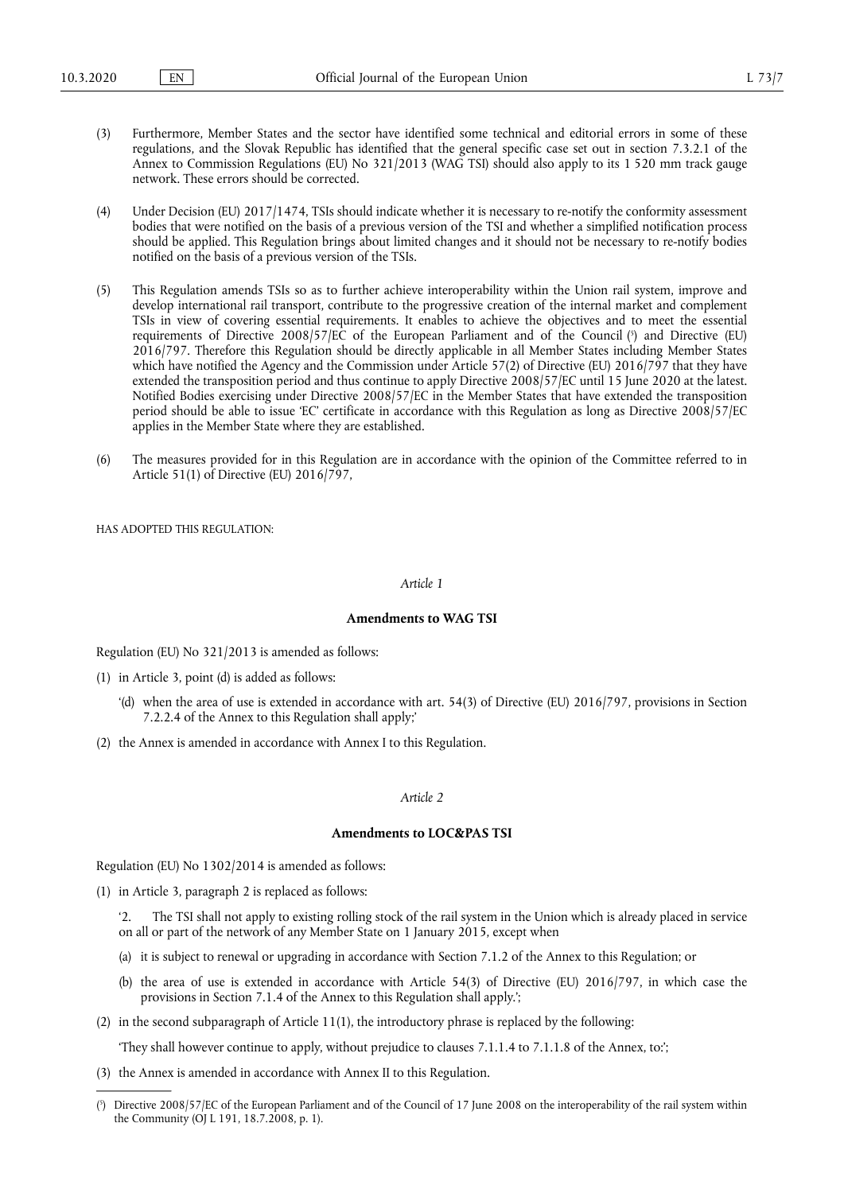(3) Furthermore, Member States and the sector have identified some technical and editorial errors in some of these regulations, and the Slovak Republic has identified that the general specific case set out in section 7.3.2.1 of the Annex to Commission Regulations (EU) No 321/2013 (WAG TSI) should also apply to its 1 520 mm track gauge network. These errors should be corrected.

(4) Under Decision (EU) 2017/1474, TSIs should indicate whether it is necessary to re-notify the conformity assessment bodies that were notified on the basis of a previous version of the TSI and whether a simplified notification process should be applied. This Regulation brings about limited changes and it should not be necessary to re-notify bodies notified on the basis of a previous version of the TSIs.

(5) This Regulation amends TSIs so as to further achieve interoperability within the Union rail system, improve and develop international rail transport, contribute to the progressive creation of the internal market and complement TSIs in view of covering essential requirements. It enables to achieve the objectives and to meet the essential requirements of Directive 2008/57/EC of the European Parliament and of the Council [5] and Directive (EU) 2016/797. Therefore this Regulation should be directly applicable in all Member States including Member States which have notified the Agency and the Commission under Article 57(2) of Directive (EU) 2016/797 that they have extended the transposition period and thus continue to apply Directive 2008/57/EC until 15 June 2020 at the latest. Notified Bodies exercising under Directive 2008/57/EC in the Member States that have extended the transposition period should be able to issue 'EC' certificate in accordance with this Regulation as long as Directive 2008/57/EC applies in the Member State where they are established.

(6) The measures provided for in this Regulation are in accordance with the opinion of the Committee referred to in Article 51(1) of Directive (EU) 2016/797,

HAS ADOPTED THIS REGULATION:

*Article 1*

**Amendments to WAG TSI**

Regulation (EU) No 321/2013 is amended as follows:

(1) in Article 3, point (d) is added as follows:

'(d) when the area of use is extended in accordance with art. 54(3) of Directive (EU) 2016/797, provisions in Section 7.2.2.4 of the Annex to this Regulation shall apply;'

(2) the Annex is amended in accordance with Annex I to this Regulation.

*Article 2*

**Amendments to LOC&PAS TSI**

Regulation (EU) No 1302/2014 is amended as follows:

(1) in Article 3, paragraph 2 is replaced as follows:

'2. The TSI shall not apply to existing rolling stock of the rail system in the Union which is already placed in service on all or part of the network of any Member State on 1 January 2015, except when

(a) it is subject to renewal or upgrading in accordance with Section 7.1.2 of the Annex to this Regulation; or

(b) the area of use is extended in accordance with Article 54(3) of Directive (EU) 2016/797, in which case the provisions in Section 7.1.4 of the Annex to this Regulation shall apply.';

(2) in the second subparagraph of Article 11(1), the introductory phrase is replaced by the following:

'They shall however continue to apply, without prejudice to clauses 7.1.1.4 to 7.1.1.8 of the Annex, to:';

(3) the Annex is amended in accordance with Annex II to this Regulation.

[5] Directive 2008/57/EC of the European Parliament and of the Council of 17 June 2008 on the interoperability of the rail system within the Community (OJ L 191, 18.7.2008, p. 1).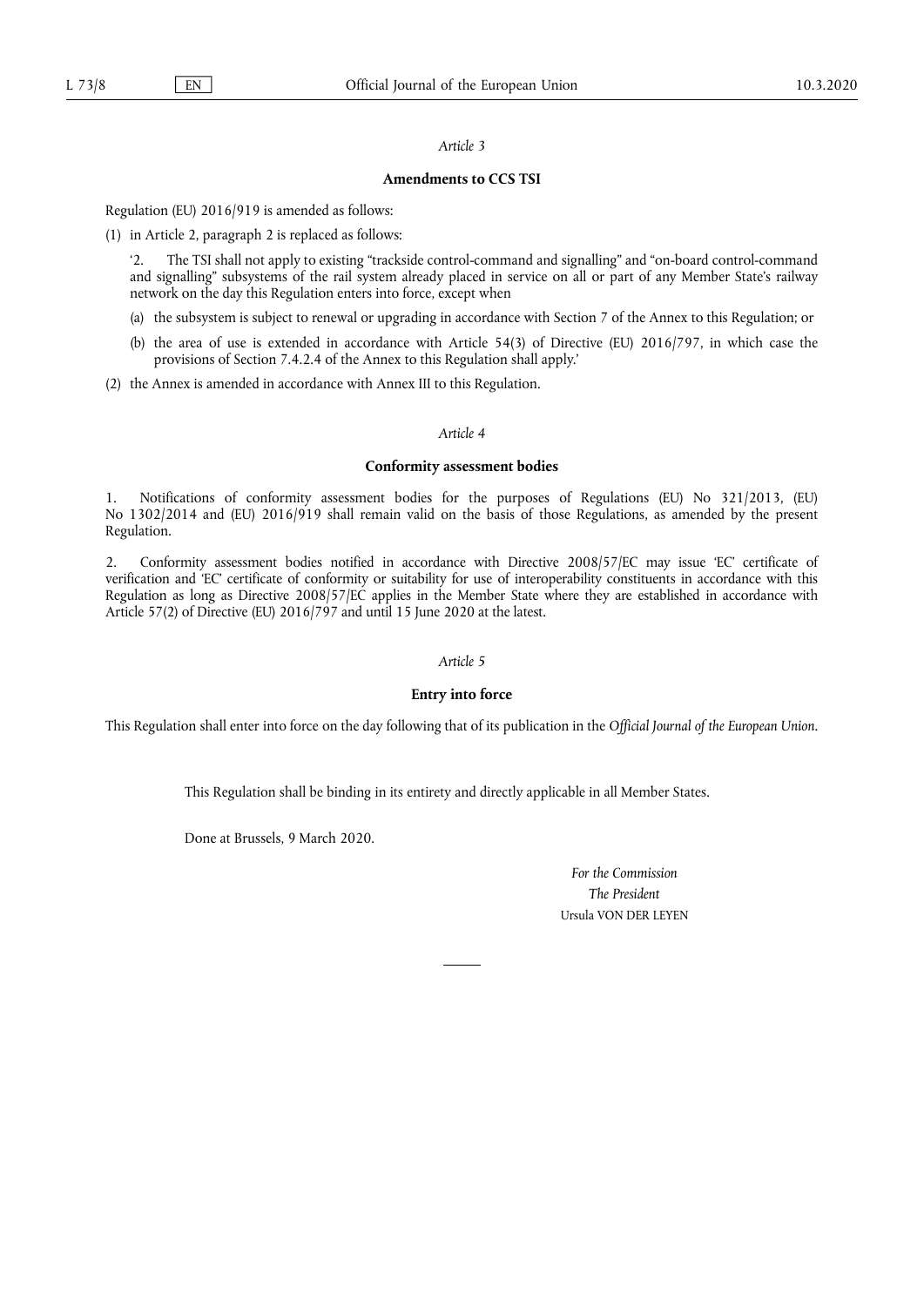*Article 3*

**Amendments to CCS TSI**

Regulation (EU) 2016/919 is amended as follows:

(1) in Article 2, paragraph 2 is replaced as follows:

'2. The TSI shall not apply to existing "trackside control-command and signalling" and "on-board control-command and signalling" subsystems of the rail system already placed in service on all or part of any Member State's railway network on the day this Regulation enters into force, except when

(a) the subsystem is subject to renewal or upgrading in accordance with Section 7 of the Annex to this Regulation; or

(b) the area of use is extended in accordance with Article 54(3) of Directive (EU) 2016/797, in which case the provisions of Section 7.4.2.4 of the Annex to this Regulation shall apply.'

(2) the Annex is amended in accordance with Annex III to this Regulation.

*Article 4*

**Conformity assessment bodies**

1. Notifications of conformity assessment bodies for the purposes of Regulations (EU) No 321/2013, (EU) No 1302/2014 and (EU) 2016/919 shall remain valid on the basis of those Regulations, as amended by the present Regulation.

2. Conformity assessment bodies notified in accordance with Directive 2008/57/EC may issue 'EC' certificate of verification and 'EC' certificate of conformity or suitability for use of interoperability constituents in accordance with this Regulation as long as Directive 2008/57/EC applies in the Member State where they are established in accordance with Article 57(2) of Directive (EU) 2016/797 and until 15 June 2020 at the latest.

*Article 5*

**Entry into force**

This Regulation shall enter into force on the day following that of its publication in the *Official Journal of the European Union*.

This Regulation shall be binding in its entirety and directly applicable in all Member States.

Done at Brussels, 9 March 2020.

*For the Commission*

*The President*

Ursula VON DER LEYEN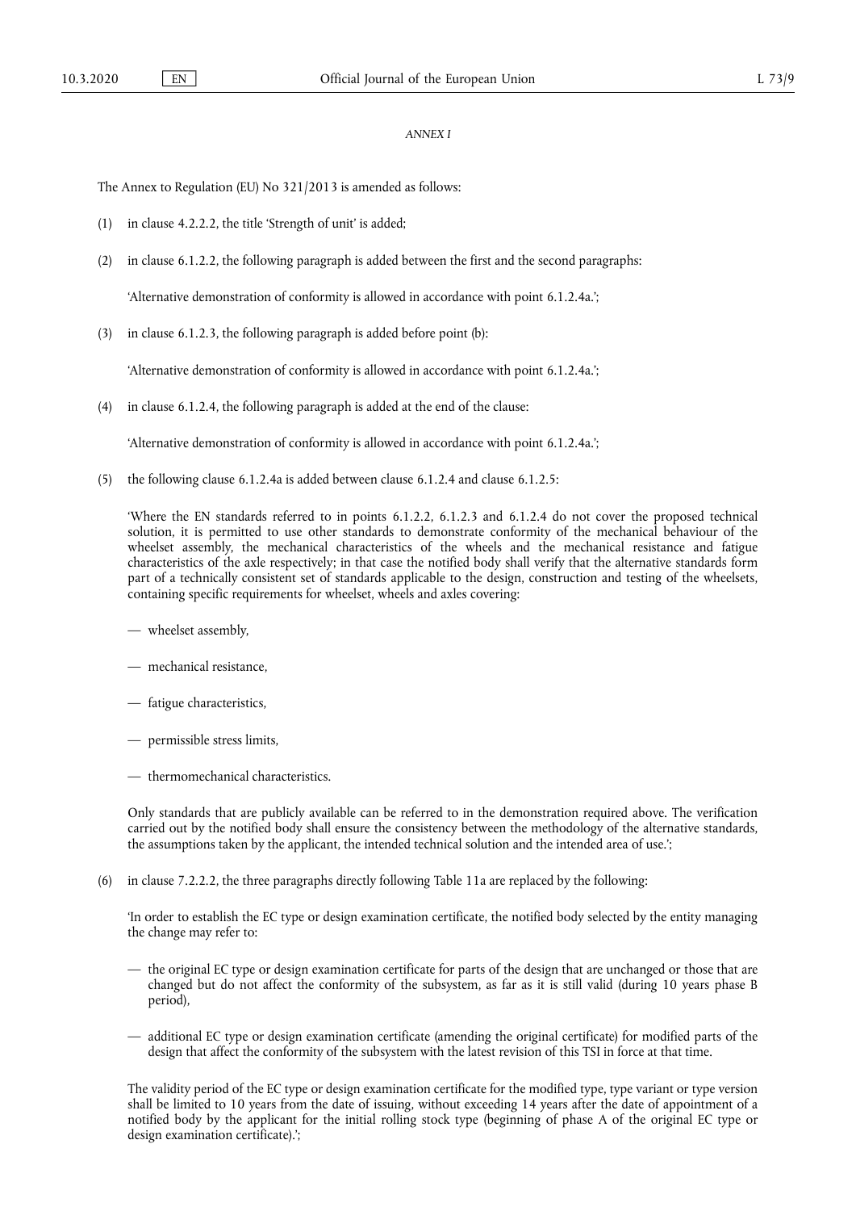*ANNEX I*

The Annex to Regulation (EU) No 321/2013 is amended as follows:

(1) in clause 4.2.2.2, the title 'Strength of unit' is added;

(2) in clause 6.1.2.2, the following paragraph is added between the first and the second paragraphs:

'Alternative demonstration of conformity is allowed in accordance with point 6.1.2.4a.';

(3) in clause 6.1.2.3, the following paragraph is added before point (b):

'Alternative demonstration of conformity is allowed in accordance with point 6.1.2.4a.';

(4) in clause 6.1.2.4, the following paragraph is added at the end of the clause:

'Alternative demonstration of conformity is allowed in accordance with point 6.1.2.4a.';

(5) the following clause 6.1.2.4a is added between clause 6.1.2.4 and clause 6.1.2.5:

'Where the EN standards referred to in points 6.1.2.2, 6.1.2.3 and 6.1.2.4 do not cover the proposed technical solution, it is permitted to use other standards to demonstrate conformity of the mechanical behaviour of the wheelset assembly, the mechanical characteristics of the wheels and the mechanical resistance and fatigue characteristics of the axle respectively; in that case the notified body shall verify that the alternative standards form part of a technically consistent set of standards applicable to the design, construction and testing of the wheelsets, containing specific requirements for wheelset, wheels and axles covering:

— wheelset assembly,

— mechanical resistance,

— fatigue characteristics,

— permissible stress limits,

— thermomechanical characteristics.

Only standards that are publicly available can be referred to in the demonstration required above. The verification carried out by the notified body shall ensure the consistency between the methodology of the alternative standards, the assumptions taken by the applicant, the intended technical solution and the intended area of use.';

(6) in clause 7.2.2.2, the three paragraphs directly following Table 11a are replaced by the following:

'In order to establish the EC type or design examination certificate, the notified body selected by the entity managing the change may refer to:

— the original EC type or design examination certificate for parts of the design that are unchanged or those that are changed but do not affect the conformity of the subsystem, as far as it is still valid (during 10 years phase B period),

— additional EC type or design examination certificate (amending the original certificate) for modified parts of the design that affect the conformity of the subsystem with the latest revision of this TSI in force at that time.

The validity period of the EC type or design examination certificate for the modified type, type variant or type version shall be limited to 10 years from the date of issuing, without exceeding 14 years after the date of appointment of a notified body by the applicant for the initial rolling stock type (beginning of phase A of the original EC type or design examination certificate).';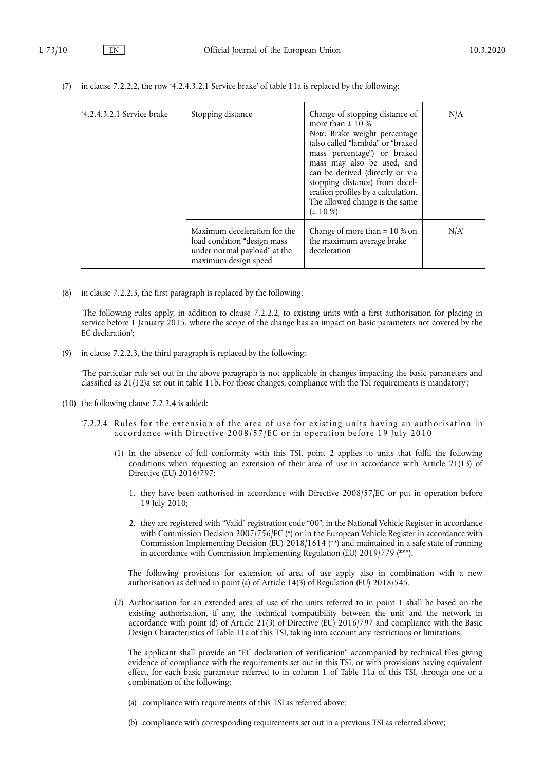(7) in clause 7.2.2.2, the row '4.2.4.3.2.1 Service brake' of table 11a is replaced by the following:

| | | | |
|---|---|---|---|
| '4.2.4.3.2.1 Service brake | Stopping distance | Change of stopping distance of more than ± 10 % *Note:* Brake weight percentage (also called "lambda" or "braked mass percentage") or braked mass may also be used, and can be derived (directly or via stopping distance) from deceleration profiles by a calculation. The allowed change is the same (± 10 %) | N/A |
| | Maximum deceleration for the load condition "design mass under normal payload" at the maximum design speed | Change of more than ± 10 % on the maximum average brake deceleration | N/A' |

(8) in clause 7.2.2.3, the first paragraph is replaced by the following:

'The following rules apply, in addition to clause 7.2.2.2, to existing units with a first authorisation for placing in service before 1 January 2015, where the scope of the change has an impact on basic parameters not covered by the EC declaration';

(9) in clause 7.2.2.3, the third paragraph is replaced by the following:

'The particular rule set out in the above paragraph is not applicable in changes impacting the basic parameters and classified as 21(12)a set out in table 11b. For those changes, compliance with the TSI requirements is mandatory';

(10) the following clause 7.2.2.4 is added:

'7.2.2.4. Rules for the extension of the area of use for existing units having an authorisation in accordance with Directive 2008/57/EC or in operation before 19 July 2010

(1) In the absence of full conformity with this TSI, point 2 applies to units that fulfil the following conditions when requesting an extension of their area of use in accordance with Article 21(13) of Directive (EU) 2016/797:

1. they have been authorised in accordance with Directive 2008/57/EC or put in operation before 19 July 2010;

2. they are registered with "Valid" registration code "00", in the National Vehicle Register in accordance with Commission Decision 2007/756/EC (*) or in the European Vehicle Register in accordance with Commission Implementing Decision (EU) 2018/1614 (**) and maintained in a safe state of running in accordance with Commission Implementing Regulation (EU) 2019/779 (***).

The following provisions for extension of area of use apply also in combination with a new authorisation as defined in point (a) of Article 14(3) of Regulation (EU) 2018/545.

(2) Authorisation for an extended area of use of the units referred to in point 1 shall be based on the existing authorisation, if any, the technical compatibility between the unit and the network in accordance with point (d) of Article 21(3) of Directive (EU) 2016/797 and compliance with the Basic Design Characteristics of Table 11a of this TSI, taking into account any restrictions or limitations.

The applicant shall provide an "EC declaration of verification" accompanied by technical files giving evidence of compliance with the requirements set out in this TSI, or with provisions having equivalent effect, for each basic parameter referred to in column 1 of Table 11a of this TSI, through one or a combination of the following:

(a) compliance with requirements of this TSI as referred above;

(b) compliance with corresponding requirements set out in a previous TSI as referred above;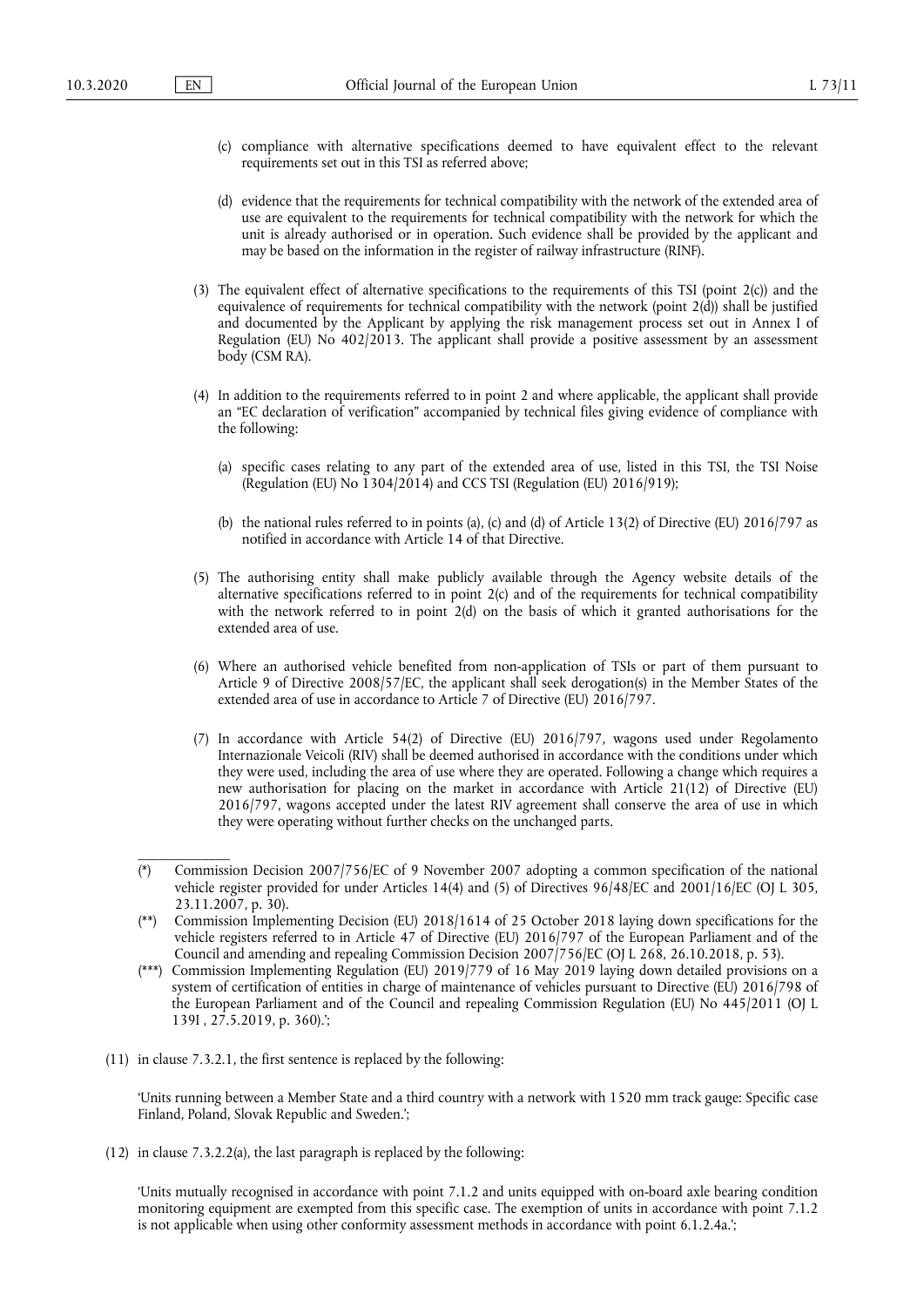(c) compliance with alternative specifications deemed to have equivalent effect to the relevant requirements set out in this TSI as referred above;

(d) evidence that the requirements for technical compatibility with the network of the extended area of use are equivalent to the requirements for technical compatibility with the network for which the unit is already authorised or in operation. Such evidence shall be provided by the applicant and may be based on the information in the register of railway infrastructure (RINF).

(3) The equivalent effect of alternative specifications to the requirements of this TSI (point 2(c)) and the equivalence of requirements for technical compatibility with the network (point 2(d)) shall be justified and documented by the Applicant by applying the risk management process set out in Annex I of Regulation (EU) No 402/2013. The applicant shall provide a positive assessment by an assessment body (CSM RA).

(4) In addition to the requirements referred to in point 2 and where applicable, the applicant shall provide an "EC declaration of verification" accompanied by technical files giving evidence of compliance with the following:

(a) specific cases relating to any part of the extended area of use, listed in this TSI, the TSI Noise (Regulation (EU) No 1304/2014) and CCS TSI (Regulation (EU) 2016/919);

(b) the national rules referred to in points (a), (c) and (d) of Article 13(2) of Directive (EU) 2016/797 as notified in accordance with Article 14 of that Directive.

(5) The authorising entity shall make publicly available through the Agency website details of the alternative specifications referred to in point 2(c) and of the requirements for technical compatibility with the network referred to in point 2(d) on the basis of which it granted authorisations for the extended area of use.

(6) Where an authorised vehicle benefited from non-application of TSIs or part of them pursuant to Article 9 of Directive 2008/57/EC, the applicant shall seek derogation(s) in the Member States of the extended area of use in accordance to Article 7 of Directive (EU) 2016/797.

(7) In accordance with Article 54(2) of Directive (EU) 2016/797, wagons used under Regolamento Internazionale Veicoli (RIV) shall be deemed authorised in accordance with the conditions under which they were used, including the area of use where they are operated. Following a change which requires a new authorisation for placing on the market in accordance with Article 21(12) of Directive (EU) 2016/797, wagons accepted under the latest RIV agreement shall conserve the area of use in which they were operating without further checks on the unchanged parts.

---

(*) Commission Decision 2007/756/EC of 9 November 2007 adopting a common specification of the national vehicle register provided for under Articles 14(4) and (5) of Directives 96/48/EC and 2001/16/EC (OJ L 305, 23.11.2007, p. 30).

(**) Commission Implementing Decision (EU) 2018/1614 of 25 October 2018 laying down specifications for the vehicle registers referred to in Article 47 of Directive (EU) 2016/797 of the European Parliament and of the Council and amending and repealing Commission Decision 2007/756/EC (OJ L 268, 26.10.2018, p. 53).

(***) Commission Implementing Regulation (EU) 2019/779 of 16 May 2019 laying down detailed provisions on a system of certification of entities in charge of maintenance of vehicles pursuant to Directive (EU) 2016/798 of the European Parliament and of the Council and repealing Commission Regulation (EU) No 445/2011 (OJ L 139I , 27.5.2019, p. 360).';

(11) in clause 7.3.2.1, the first sentence is replaced by the following:

'Units running between a Member State and a third country with a network with 1520 mm track gauge: Specific case Finland, Poland, Slovak Republic and Sweden.';

(12) in clause 7.3.2.2(a), the last paragraph is replaced by the following:

'Units mutually recognised in accordance with point 7.1.2 and units equipped with on-board axle bearing condition monitoring equipment are exempted from this specific case. The exemption of units in accordance with point 7.1.2 is not applicable when using other conformity assessment methods in accordance with point 6.1.2.4a.';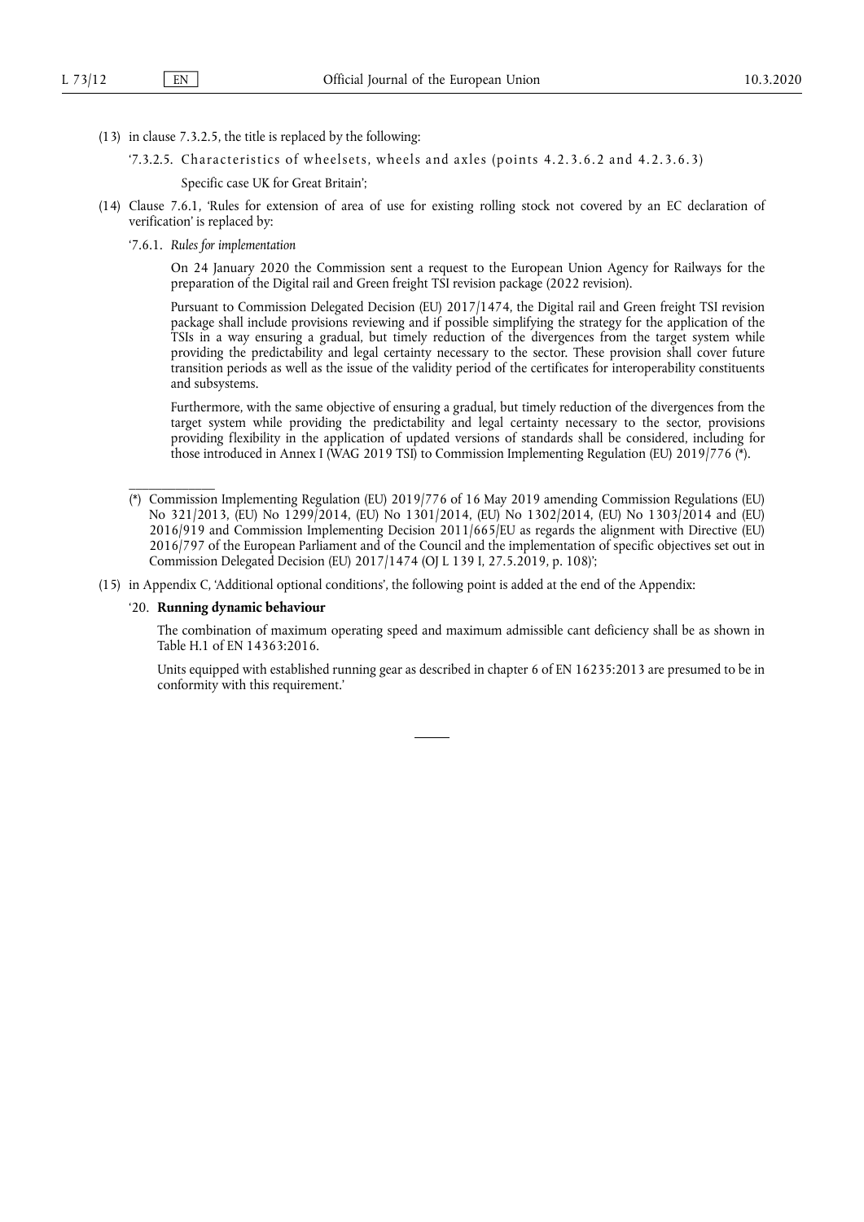(13) in clause 7.3.2.5, the title is replaced by the following:

‘7.3.2.5. Characteristics of wheelsets, wheels and axles (points 4.2.3.6.2 and 4.2.3.6.3)

Specific case UK for Great Britain’;

(14) Clause 7.6.1, ‘Rules for extension of area of use for existing rolling stock not covered by an EC declaration of verification’ is replaced by:

‘7.6.1. *Rules for implementation*

On 24 January 2020 the Commission sent a request to the European Union Agency for Railways for the preparation of the Digital rail and Green freight TSI revision package (2022 revision).

Pursuant to Commission Delegated Decision (EU) 2017/1474, the Digital rail and Green freight TSI revision package shall include provisions reviewing and if possible simplifying the strategy for the application of the TSIs in a way ensuring a gradual, but timely reduction of the divergences from the target system while providing the predictability and legal certainty necessary to the sector. These provision shall cover future transition periods as well as the issue of the validity period of the certificates for interoperability constituents and subsystems.

Furthermore, with the same objective of ensuring a gradual, but timely reduction of the divergences from the target system while providing the predictability and legal certainty necessary to the sector, provisions providing flexibility in the application of updated versions of standards shall be considered, including for those introduced in Annex I (WAG 2019 TSI) to Commission Implementing Regulation (EU) 2019/776 (*).

---

(*) Commission Implementing Regulation (EU) 2019/776 of 16 May 2019 amending Commission Regulations (EU) No 321/2013, (EU) No 1299/2014, (EU) No 1301/2014, (EU) No 1302/2014, (EU) No 1303/2014 and (EU) 2016/919 and Commission Implementing Decision 2011/665/EU as regards the alignment with Directive (EU) 2016/797 of the European Parliament and of the Council and the implementation of specific objectives set out in Commission Delegated Decision (EU) 2017/1474 (OJ L 139 I, 27.5.2019, p. 108)’;

(15) in Appendix C, ‘Additional optional conditions’, the following point is added at the end of the Appendix:

‘20. **Running dynamic behaviour**

The combination of maximum operating speed and maximum admissible cant deficiency shall be as shown in Table H.1 of EN 14363:2016.

Units equipped with established running gear as described in chapter 6 of EN 16235:2013 are presumed to be in conformity with this requirement.’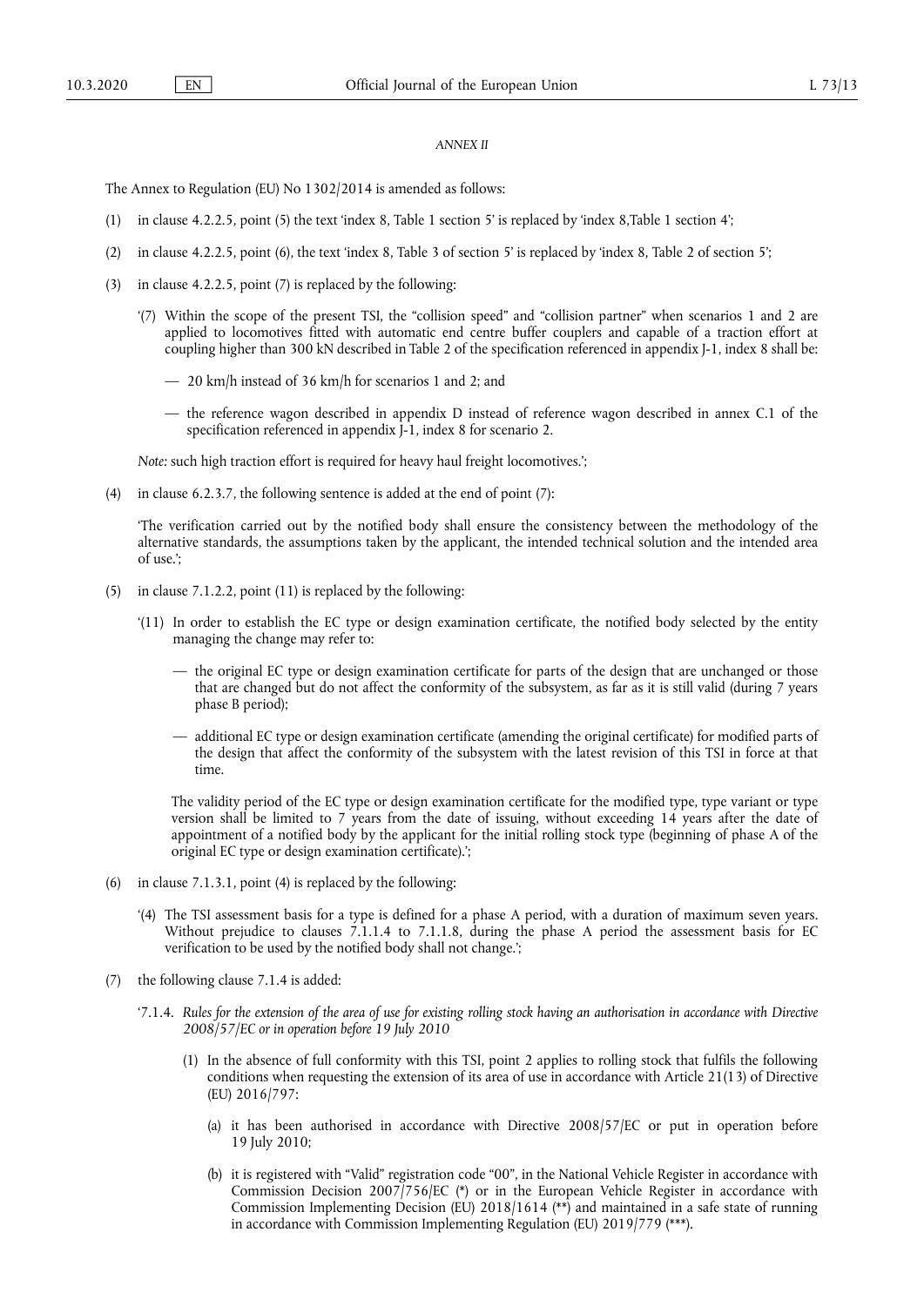*ANNEX II*

The Annex to Regulation (EU) No 1302/2014 is amended as follows:

(1) in clause 4.2.2.5, point (5) the text 'index 8, Table 1 section 5' is replaced by 'index 8,Table 1 section 4';

(2) in clause 4.2.2.5, point (6), the text 'index 8, Table 3 of section 5' is replaced by 'index 8, Table 2 of section 5';

(3) in clause 4.2.2.5, point (7) is replaced by the following:

'(7) Within the scope of the present TSI, the "collision speed" and "collision partner" when scenarios 1 and 2 are applied to locomotives fitted with automatic end centre buffer couplers and capable of a traction effort at coupling higher than 300 kN described in Table 2 of the specification referenced in appendix J-1, index 8 shall be:

— 20 km/h instead of 36 km/h for scenarios 1 and 2; and

— the reference wagon described in appendix D instead of reference wagon described in annex C.1 of the specification referenced in appendix J-1, index 8 for scenario 2.

*Note*: such high traction effort is required for heavy haul freight locomotives.';

(4) in clause 6.2.3.7, the following sentence is added at the end of point (7):

'The verification carried out by the notified body shall ensure the consistency between the methodology of the alternative standards, the assumptions taken by the applicant, the intended technical solution and the intended area of use.';

(5) in clause 7.1.2.2, point (11) is replaced by the following:

'(11) In order to establish the EC type or design examination certificate, the notified body selected by the entity managing the change may refer to:

— the original EC type or design examination certificate for parts of the design that are unchanged or those that are changed but do not affect the conformity of the subsystem, as far as it is still valid (during 7 years phase B period);

— additional EC type or design examination certificate (amending the original certificate) for modified parts of the design that affect the conformity of the subsystem with the latest revision of this TSI in force at that time.

The validity period of the EC type or design examination certificate for the modified type, type variant or type version shall be limited to 7 years from the date of issuing, without exceeding 14 years after the date of appointment of a notified body by the applicant for the initial rolling stock type (beginning of phase A of the original EC type or design examination certificate).';

(6) in clause 7.1.3.1, point (4) is replaced by the following:

'(4) The TSI assessment basis for a type is defined for a phase A period, with a duration of maximum seven years. Without prejudice to clauses 7.1.1.4 to 7.1.1.8, during the phase A period the assessment basis for EC verification to be used by the notified body shall not change.';

(7) the following clause 7.1.4 is added:

'7.1.4. *Rules for the extension of the area of use for existing rolling stock having an authorisation in accordance with Directive 2008/57/EC or in operation before 19 July 2010*

(1) In the absence of full conformity with this TSI, point 2 applies to rolling stock that fulfils the following conditions when requesting the extension of its area of use in accordance with Article 21(13) of Directive (EU) 2016/797:

(a) it has been authorised in accordance with Directive 2008/57/EC or put in operation before 19 July 2010;

(b) it is registered with "Valid" registration code "00", in the National Vehicle Register in accordance with Commission Decision 2007/756/EC (*) or in the European Vehicle Register in accordance with Commission Implementing Decision (EU) 2018/1614 (**) and maintained in a safe state of running in accordance with Commission Implementing Regulation (EU) 2019/779 (***).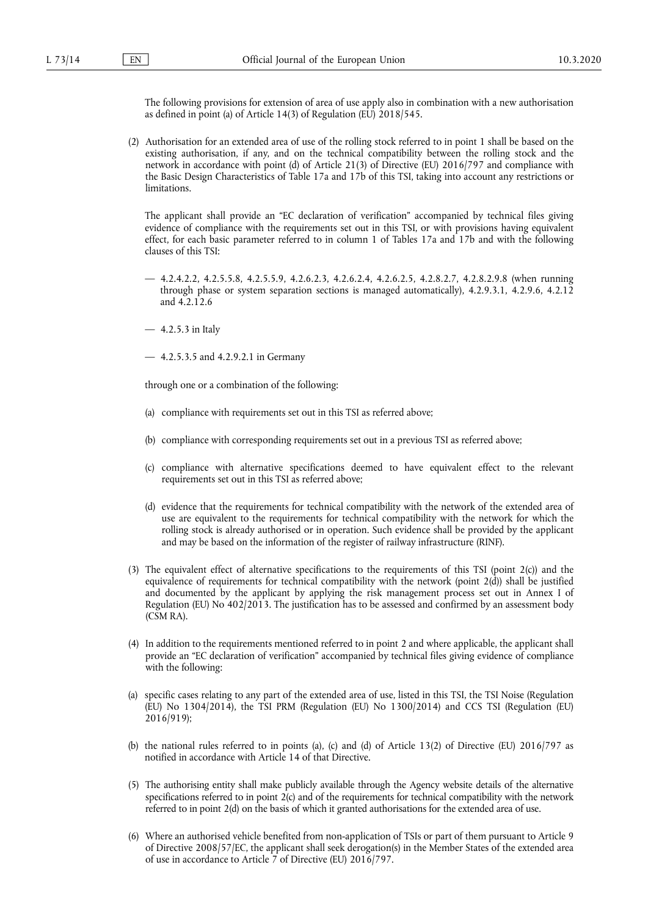The following provisions for extension of area of use apply also in combination with a new authorisation as defined in point (a) of Article 14(3) of Regulation (EU) 2018/545.

(2) Authorisation for an extended area of use of the rolling stock referred to in point 1 shall be based on the existing authorisation, if any, and on the technical compatibility between the rolling stock and the network in accordance with point (d) of Article 21(3) of Directive (EU) 2016/797 and compliance with the Basic Design Characteristics of Table 17a and 17b of this TSI, taking into account any restrictions or limitations.

The applicant shall provide an "EC declaration of verification" accompanied by technical files giving evidence of compliance with the requirements set out in this TSI, or with provisions having equivalent effect, for each basic parameter referred to in column 1 of Tables 17a and 17b and with the following clauses of this TSI:

— 4.2.4.2.2, 4.2.5.5.8, 4.2.5.5.9, 4.2.6.2.3, 4.2.6.2.4, 4.2.6.2.5, 4.2.8.2.7, 4.2.8.2.9.8 (when running through phase or system separation sections is managed automatically), 4.2.9.3.1, 4.2.9.6, 4.2.12 and 4.2.12.6

— 4.2.5.3 in Italy

— 4.2.5.3.5 and 4.2.9.2.1 in Germany

through one or a combination of the following:

(a) compliance with requirements set out in this TSI as referred above;

(b) compliance with corresponding requirements set out in a previous TSI as referred above;

(c) compliance with alternative specifications deemed to have equivalent effect to the relevant requirements set out in this TSI as referred above;

(d) evidence that the requirements for technical compatibility with the network of the extended area of use are equivalent to the requirements for technical compatibility with the network for which the rolling stock is already authorised or in operation. Such evidence shall be provided by the applicant and may be based on the information of the register of railway infrastructure (RINF).

(3) The equivalent effect of alternative specifications to the requirements of this TSI (point 2(c)) and the equivalence of requirements for technical compatibility with the network (point 2(d)) shall be justified and documented by the applicant by applying the risk management process set out in Annex I of Regulation (EU) No 402/2013. The justification has to be assessed and confirmed by an assessment body (CSM RA).

(4) In addition to the requirements mentioned referred to in point 2 and where applicable, the applicant shall provide an "EC declaration of verification" accompanied by technical files giving evidence of compliance with the following:

(a) specific cases relating to any part of the extended area of use, listed in this TSI, the TSI Noise (Regulation (EU) No 1304/2014), the TSI PRM (Regulation (EU) No 1300/2014) and CCS TSI (Regulation (EU) 2016/919);

(b) the national rules referred to in points (a), (c) and (d) of Article 13(2) of Directive (EU) 2016/797 as notified in accordance with Article 14 of that Directive.

(5) The authorising entity shall make publicly available through the Agency website details of the alternative specifications referred to in point 2(c) and of the requirements for technical compatibility with the network referred to in point 2(d) on the basis of which it granted authorisations for the extended area of use.

(6) Where an authorised vehicle benefited from non-application of TSIs or part of them pursuant to Article 9 of Directive 2008/57/EC, the applicant shall seek derogation(s) in the Member States of the extended area of use in accordance to Article 7 of Directive (EU) 2016/797.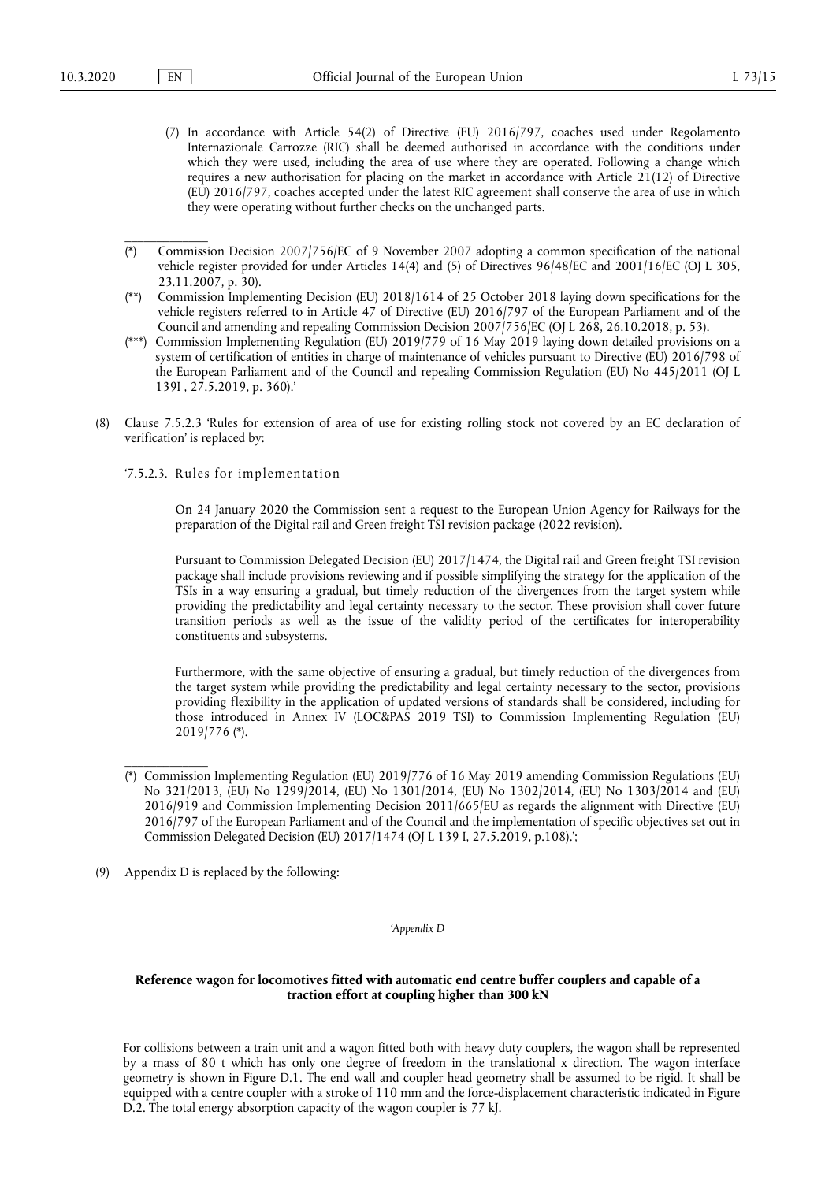(7) In accordance with Article 54(2) of Directive (EU) 2016/797, coaches used under Regolamento Internazionale Carrozze (RIC) shall be deemed authorised in accordance with the conditions under which they were used, including the area of use where they are operated. Following a change which requires a new authorisation for placing on the market in accordance with Article 21(12) of Directive (EU) 2016/797, coaches accepted under the latest RIC agreement shall conserve the area of use in which they were operating without further checks on the unchanged parts.

(\*) Commission Decision 2007/756/EC of 9 November 2007 adopting a common specification of the national vehicle register provided for under Articles 14(4) and (5) of Directives 96/48/EC and 2001/16/EC (OJ L 305, 23.11.2007, p. 30).

(\*\*) Commission Implementing Decision (EU) 2018/1614 of 25 October 2018 laying down specifications for the vehicle registers referred to in Article 47 of Directive (EU) 2016/797 of the European Parliament and of the Council and amending and repealing Commission Decision 2007/756/EC (OJ L 268, 26.10.2018, p. 53).

(\*\*\*) Commission Implementing Regulation (EU) 2019/779 of 16 May 2019 laying down detailed provisions on a system of certification of entities in charge of maintenance of vehicles pursuant to Directive (EU) 2016/798 of the European Parliament and of the Council and repealing Commission Regulation (EU) No 445/2011 (OJ L 139I , 27.5.2019, p. 360).'

(8) Clause 7.5.2.3 'Rules for extension of area of use for existing rolling stock not covered by an EC declaration of verification' is replaced by:

'7.5.2.3. Rules for implementation

On 24 January 2020 the Commission sent a request to the European Union Agency for Railways for the preparation of the Digital rail and Green freight TSI revision package (2022 revision).

Pursuant to Commission Delegated Decision (EU) 2017/1474, the Digital rail and Green freight TSI revision package shall include provisions reviewing and if possible simplifying the strategy for the application of the TSIs in a way ensuring a gradual, but timely reduction of the divergences from the target system while providing the predictability and legal certainty necessary to the sector. These provision shall cover future transition periods as well as the issue of the validity period of the certificates for interoperability constituents and subsystems.

Furthermore, with the same objective of ensuring a gradual, but timely reduction of the divergences from the target system while providing the predictability and legal certainty necessary to the sector, provisions providing flexibility in the application of updated versions of standards shall be considered, including for those introduced in Annex IV (LOC&PAS 2019 TSI) to Commission Implementing Regulation (EU) 2019/776 (\*).

(\*) Commission Implementing Regulation (EU) 2019/776 of 16 May 2019 amending Commission Regulations (EU) No 321/2013, (EU) No 1299/2014, (EU) No 1301/2014, (EU) No 1302/2014, (EU) No 1303/2014 and (EU) 2016/919 and Commission Implementing Decision 2011/665/EU as regards the alignment with Directive (EU) 2016/797 of the European Parliament and of the Council and the implementation of specific objectives set out in Commission Delegated Decision (EU) 2017/1474 (OJ L 139 I, 27.5.2019, p.108).';

(9) Appendix D is replaced by the following:

*'Appendix D*

**Reference wagon for locomotives fitted with automatic end centre buffer couplers and capable of a traction effort at coupling higher than 300 kN**

For collisions between a train unit and a wagon fitted both with heavy duty couplers, the wagon shall be represented by a mass of 80 t which has only one degree of freedom in the translational x direction. The wagon interface geometry is shown in Figure D.1. The end wall and coupler head geometry shall be assumed to be rigid. It shall be equipped with a centre coupler with a stroke of 110 mm and the force-displacement characteristic indicated in Figure D.2. The total energy absorption capacity of the wagon coupler is 77 kJ.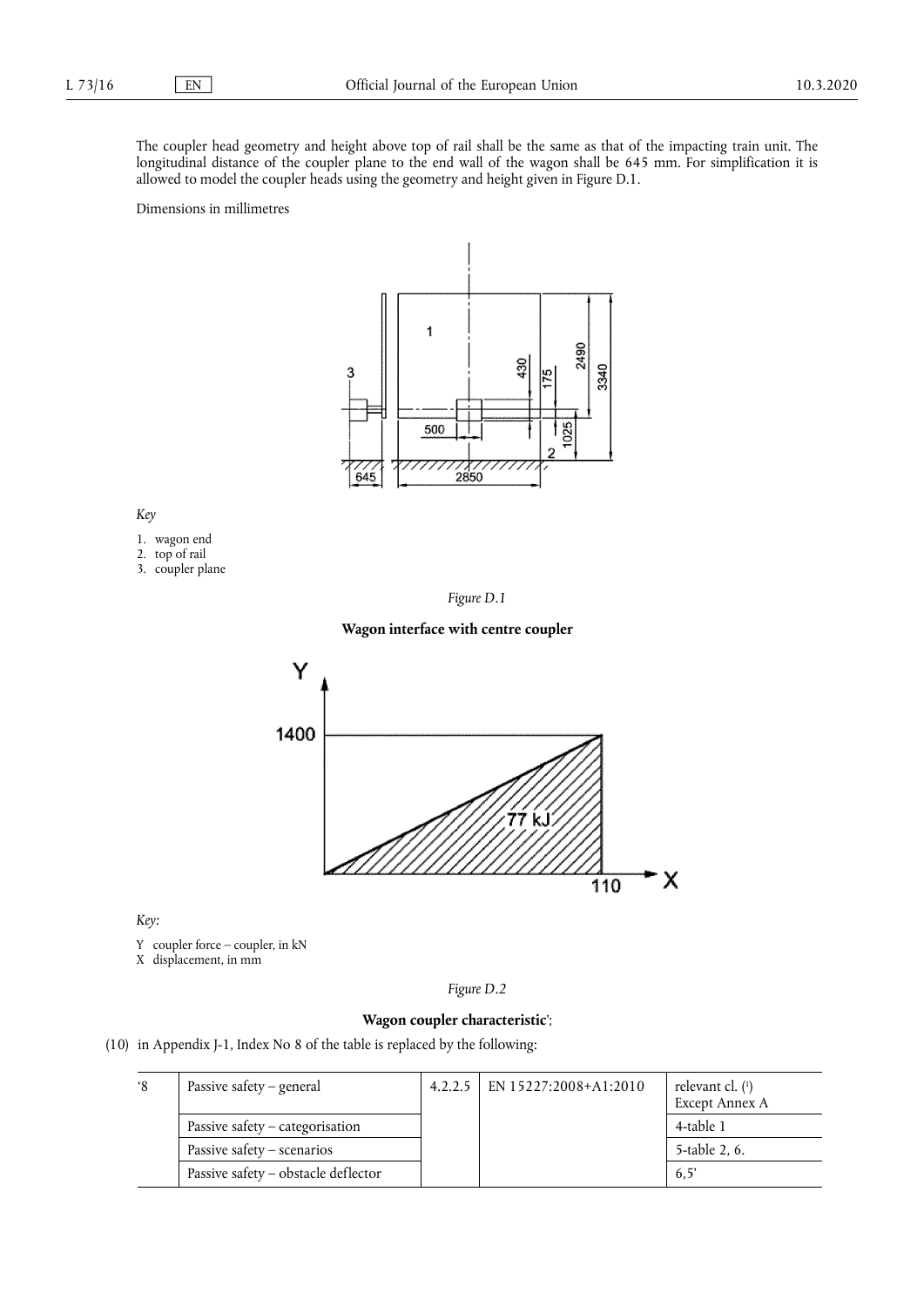The coupler head geometry and height above top of rail shall be the same as that of the impacting train unit. The longitudinal distance of the coupler plane to the end wall of the wagon shall be 645 mm. For simplification it is allowed to model the coupler heads using the geometry and height given in Figure D.1.

Dimensions in millimetres

1
3
430
175
2490
3340
500
1025
2
645
2850

*Key*

1. wagon end
2. top of rail
3. coupler plane

*Figure D.1*

**Wagon interface with centre coupler**

Y
1400
77 kJ
110
X

*Key:*

Y coupler force – coupler, in kN
X displacement, in mm

*Figure D.2*

**Wagon coupler characteristic**';

(10) in Appendix J-1, Index No 8 of the table is replaced by the following:

| | | | | |
|---|---|---|---|---|
| '8 | Passive safety – general | 4.2.2.5 | EN 15227:2008+A1:2010 | relevant cl. (1) Except Annex A |
| | Passive safety – categorisation | | | 4-table 1 |
| | Passive safety – scenarios | | | 5-table 2, 6. |
| | Passive safety – obstacle deflector | | | 6,5' |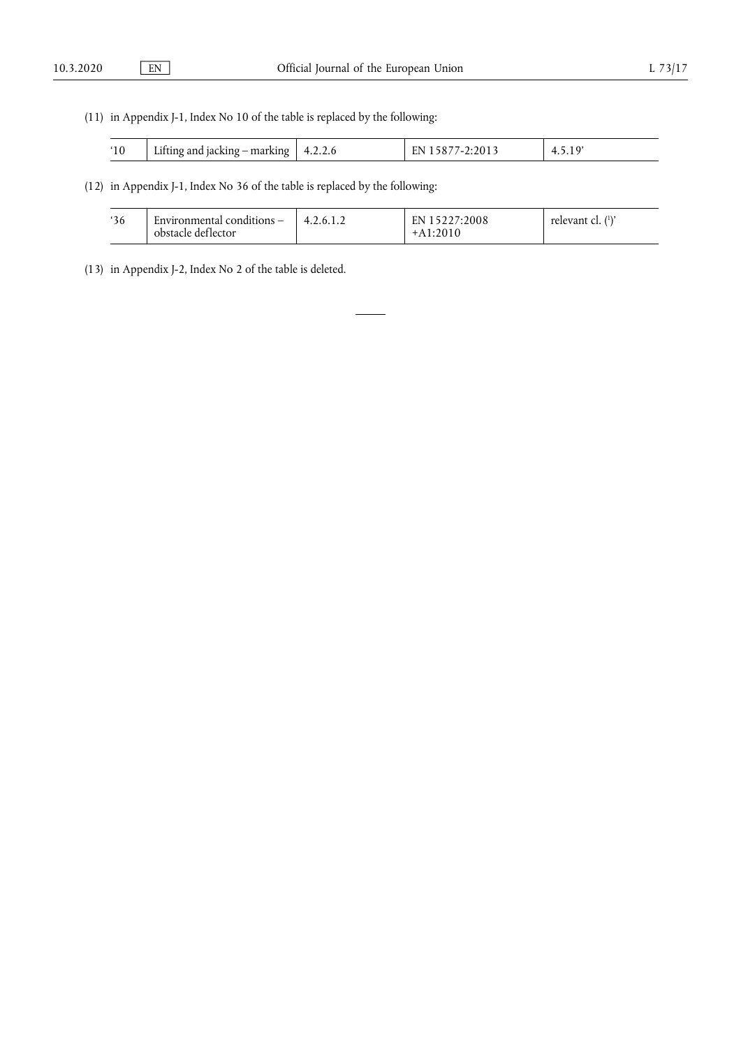(11) in Appendix J-1, Index No 10 of the table is replaced by the following:

| | | | | |
|---|---|---|---|---|
| '10 | Lifting and jacking – marking | 4.2.2.6 | EN 15877-2:2013 | 4.5.19' |

(12) in Appendix J-1, Index No 36 of the table is replaced by the following:

| | | | | |
|---|---|---|---|---|
| '36 | Environmental conditions – obstacle deflector | 4.2.6.1.2 | EN 15227:2008 +A1:2010 | relevant cl. [1]' |

(13) in Appendix J-2, Index No 2 of the table is deleted.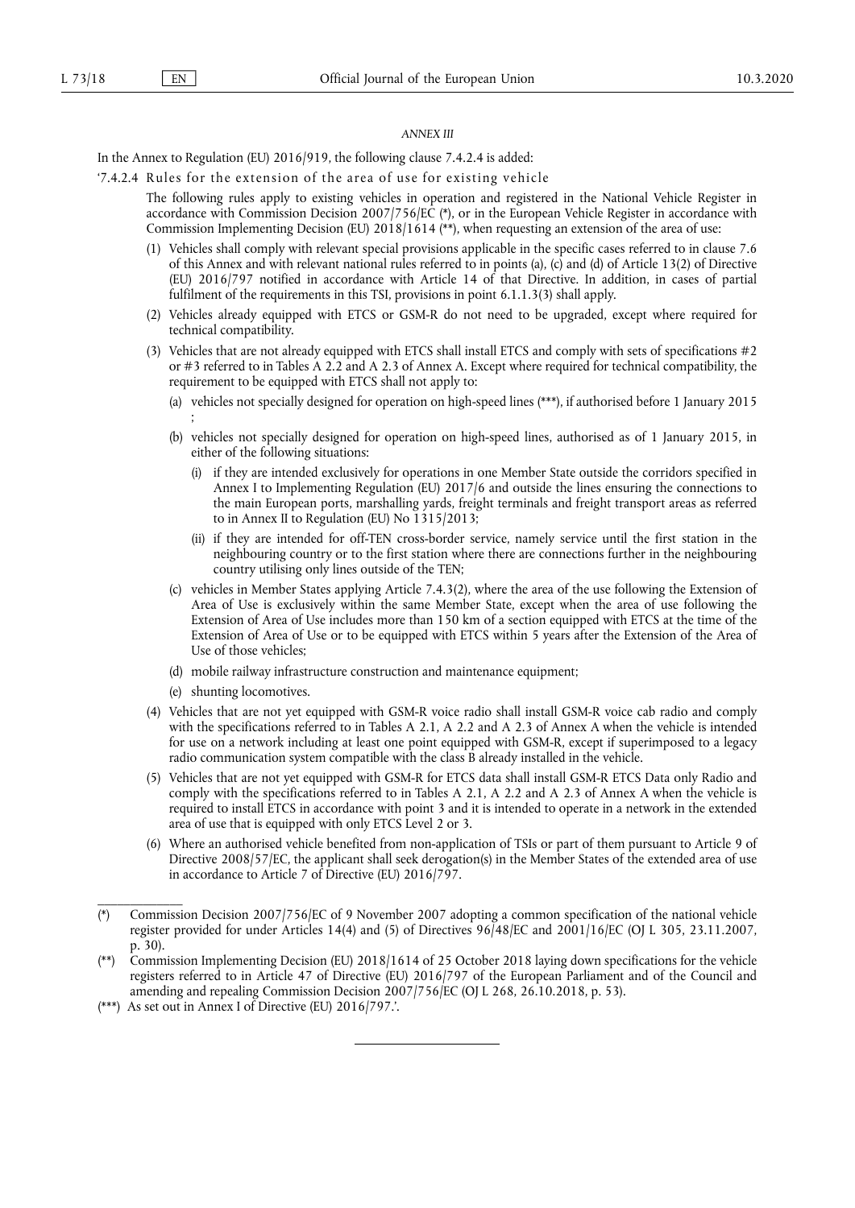*ANNEX III*

In the Annex to Regulation (EU) 2016/919, the following clause 7.4.2.4 is added:

'7.4.2.4 Rules for the extension of the area of use for existing vehicle

The following rules apply to existing vehicles in operation and registered in the National Vehicle Register in accordance with Commission Decision 2007/756/EC (*), or in the European Vehicle Register in accordance with Commission Implementing Decision (EU) 2018/1614 (**), when requesting an extension of the area of use:

(1) Vehicles shall comply with relevant special provisions applicable in the specific cases referred to in clause 7.6 of this Annex and with relevant national rules referred to in points (a), (c) and (d) of Article 13(2) of Directive (EU) 2016/797 notified in accordance with Article 14 of that Directive. In addition, in cases of partial fulfilment of the requirements in this TSI, provisions in point 6.1.1.3(3) shall apply.

(2) Vehicles already equipped with ETCS or GSM-R do not need to be upgraded, except where required for technical compatibility.

(3) Vehicles that are not already equipped with ETCS shall install ETCS and comply with sets of specifications #2 or #3 referred to in Tables A 2.2 and A 2.3 of Annex A. Except where required for technical compatibility, the requirement to be equipped with ETCS shall not apply to:

   (a) vehicles not specially designed for operation on high-speed lines (***), if authorised before 1 January 2015 ;

   (b) vehicles not specially designed for operation on high-speed lines, authorised as of 1 January 2015, in either of the following situations:

      (i) if they are intended exclusively for operations in one Member State outside the corridors specified in Annex I to Implementing Regulation (EU) 2017/6 and outside the lines ensuring the connections to the main European ports, marshalling yards, freight terminals and freight transport areas as referred to in Annex II to Regulation (EU) No 1315/2013;

      (ii) if they are intended for off-TEN cross-border service, namely service until the first station in the neighbouring country or to the first station where there are connections further in the neighbouring country utilising only lines outside of the TEN;

   (c) vehicles in Member States applying Article 7.4.3(2), where the area of the use following the Extension of Area of Use is exclusively within the same Member State, except when the area of use following the Extension of Area of Use includes more than 150 km of a section equipped with ETCS at the time of the Extension of Area of Use or to be equipped with ETCS within 5 years after the Extension of the Area of Use of those vehicles;

   (d) mobile railway infrastructure construction and maintenance equipment;

   (e) shunting locomotives.

(4) Vehicles that are not yet equipped with GSM-R voice radio shall install GSM-R voice cab radio and comply with the specifications referred to in Tables A 2.1, A 2.2 and A 2.3 of Annex A when the vehicle is intended for use on a network including at least one point equipped with GSM-R, except if superimposed to a legacy radio communication system compatible with the class B already installed in the vehicle.

(5) Vehicles that are not yet equipped with GSM-R for ETCS data shall install GSM-R ETCS Data only Radio and comply with the specifications referred to in Tables A 2.1, A 2.2 and A 2.3 of Annex A when the vehicle is required to install ETCS in accordance with point 3 and it is intended to operate in a network in the extended area of use that is equipped with only ETCS Level 2 or 3.

(6) Where an authorised vehicle benefited from non-application of TSIs or part of them pursuant to Article 9 of Directive 2008/57/EC, the applicant shall seek derogation(s) in the Member States of the extended area of use in accordance to Article 7 of Directive (EU) 2016/797.

---

(*) Commission Decision 2007/756/EC of 9 November 2007 adopting a common specification of the national vehicle register provided for under Articles 14(4) and (5) of Directives 96/48/EC and 2001/16/EC (OJ L 305, 23.11.2007, p. 30).

(**) Commission Implementing Decision (EU) 2018/1614 of 25 October 2018 laying down specifications for the vehicle registers referred to in Article 47 of Directive (EU) 2016/797 of the European Parliament and of the Council and amending and repealing Commission Decision 2007/756/EC (OJ L 268, 26.10.2018, p. 53).

(***) As set out in Annex I of Directive (EU) 2016/797.'.